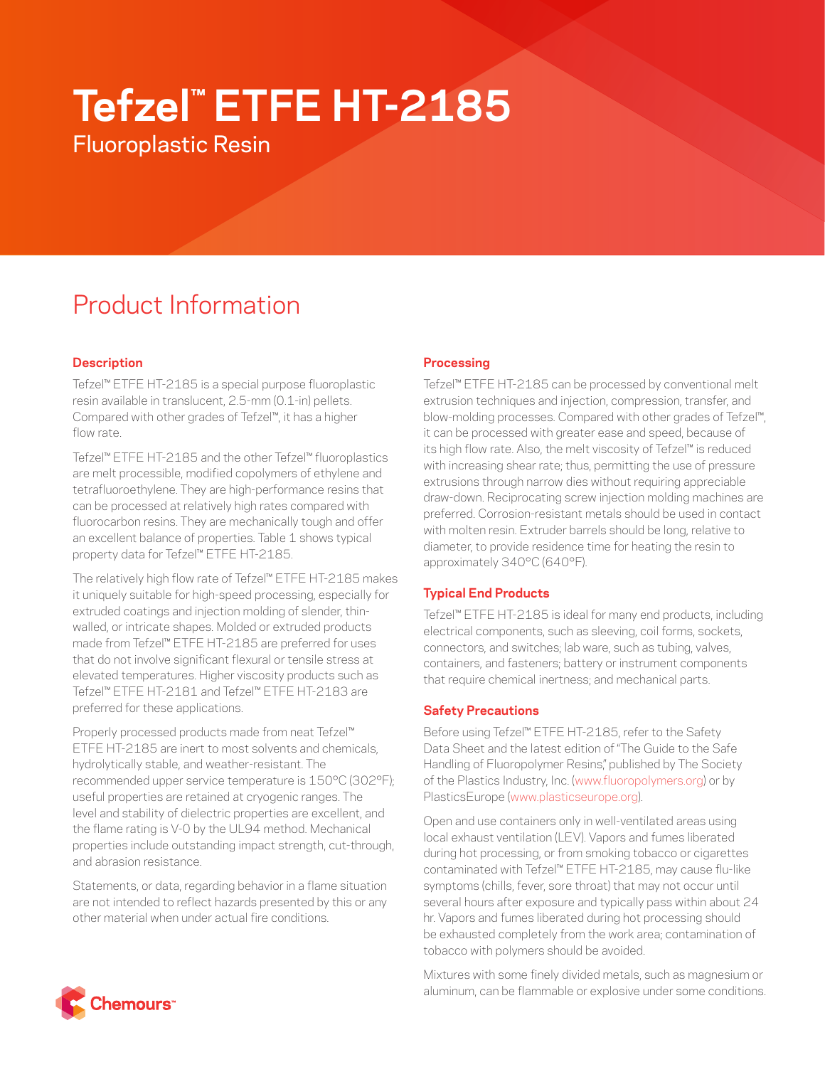# Tefzel™ ETFE HT-2185

Fluoroplastic Resin

## Product Information

### Description

Tefzel™ ETFE HT-2185 is a special purpose fluoroplastic resin available in translucent, 2.5-mm (0.1-in) pellets. Compared with other grades of Tefzel™, it has a higher flow rate.

Tefzel™ ETFE HT-2185 and the other Tefzel™ fluoroplastics are melt processible, modified copolymers of ethylene and tetrafluoroethylene. They are high-performance resins that can be processed at relatively high rates compared with fluorocarbon resins. They are mechanically tough and offer an excellent balance of properties. Table 1 shows typical property data for Tefzel™ ETFE HT-2185.

The relatively high flow rate of Tefzel™ ETFE HT-2185 makes it uniquely suitable for high-speed processing, especially for extruded coatings and injection molding of slender, thin-walled, or intricate shapes. Molded or extruded products made from Tefzel™ ETFE HT-2185 are preferred for uses that do not involve significant flexural or tensile stress at elevated temperatures. Higher viscosity products such as Tefzel™ ETFE HT-2181 and Tefzel™ ETFE HT-2183 are preferred for these applications.

Properly processed products made from neat Tefzel™ ETFE HT-2185 are inert to most solvents and chemicals, hydrolytically stable, and weather-resistant. The recommended upper service temperature is 150°C (302°F); useful properties are retained at cryogenic ranges. The level and stability of dielectric properties are excellent, and the flame rating is V-0 by the UL94 method. Mechanical properties include outstanding impact strength, cut-through, and abrasion resistance.

Statements, or data, regarding behavior in a flame situation are not intended to reflect hazards presented by this or any other material when under actual fire conditions.

### Processing

Tefzel™ ETFE HT-2185 can be processed by conventional melt extrusion techniques and injection, compression, transfer, and blow-molding processes. Compared with other grades of Tefzel™, it can be processed with greater ease and speed, because of its high flow rate. Also, the melt viscosity of Tefzel™ is reduced with increasing shear rate; thus, permitting the use of pressure extrusions through narrow dies without requiring appreciable draw-down. Reciprocating screw injection molding machines are preferred. Corrosion-resistant metals should be used in contact with molten resin. Extruder barrels should be long, relative to diameter, to provide residence time for heating the resin to approximately 340°C (640°F).

### Typical End Products

Tefzel™ ETFE HT-2185 is ideal for many end products, including electrical components, such as sleeving, coil forms, sockets, connectors, and switches; lab ware, such as tubing, valves, containers, and fasteners; battery or instrument components that require chemical inertness; and mechanical parts.

### Safety Precautions

Before using Tefzel™ ETFE HT-2185, refer to the Safety Data Sheet and the latest edition of "The Guide to the Safe Handling of Fluoropolymer Resins," published by The Society of the Plastics Industry, Inc. (www.fluoropolymers.org) or by PlasticsEurope (www.plasticseurope.org).

Open and use containers only in well-ventilated areas using local exhaust ventilation (LEV). Vapors and fumes liberated during hot processing, or from smoking tobacco or cigarettes contaminated with Tefzel™ ETFE HT-2185, may cause flu-like symptoms (chills, fever, sore throat) that may not occur until several hours after exposure and typically pass within about 24 hr. Vapors and fumes liberated during hot processing should be exhausted completely from the work area; contamination of tobacco with polymers should be avoided.

Mixtures with some finely divided metals, such as magnesium or aluminum, can be flammable or explosive under some conditions.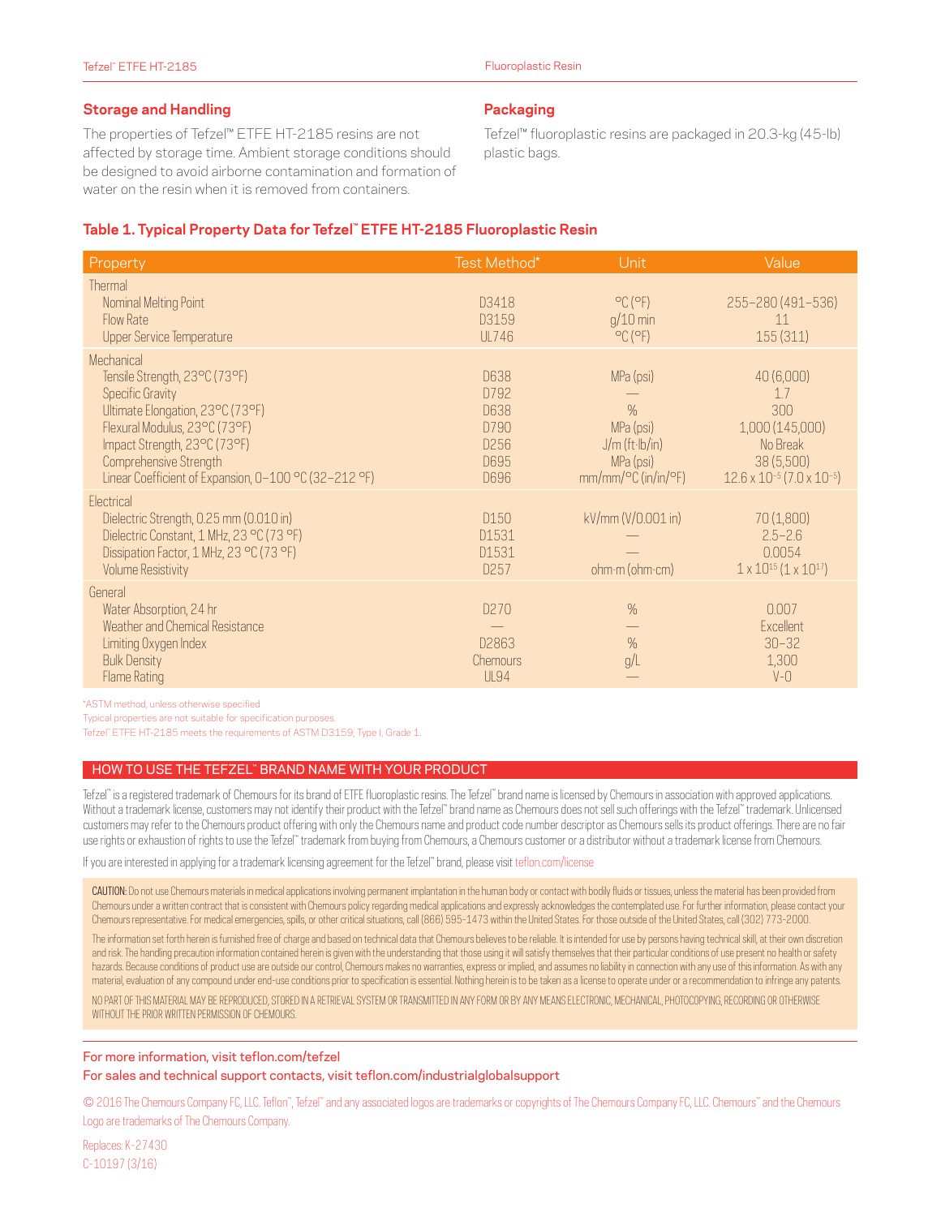## Storage and Handling

The properties of Tefzel™ ETFE HT-2185 resins are not affected by storage time. Ambient storage conditions should be designed to avoid airborne contamination and formation of water on the resin when it is removed from containers.

## Packaging

Tefzel™ fluoroplastic resins are packaged in 20.3-kg (45-lb) plastic bags.

### Table 1. Typical Property Data for Tefzel™ ETFE HT-2185 Fluoroplastic Resin

| Property | Test Method* | Unit | Value |
|---|---|---|---|
| **Thermal** | | | |
| Nominal Melting Point | D3418 | °C (°F) | 255–280 (491–536) |
| Flow Rate | D3159 | g/10 min | 11 |
| Upper Service Temperature | UL746 | °C (°F) | 155 (311) |
| **Mechanical** | | | |
| Tensile Strength, 23°C (73°F) | D638 | MPa (psi) | 40 (6,000) |
| Specific Gravity | D792 | — | 1.7 |
| Ultimate Elongation, 23°C (73°F) | D638 | % | 300 |
| Flexural Modulus, 23°C (73°F) | D790 | MPa (psi) | 1,000 (145,000) |
| Impact Strength, 23°C (73°F) | D256 | J/m (ft·lb/in) | No Break |
| Comprehensive Strength | D695 | MPa (psi) | 38 (5,500) |
| Linear Coefficient of Expansion, 0–100 °C (32–212 °F) | D696 | mm/mm/°C (in/in/°F) | $12.6 \times 10^{-5}$ ($7.0 \times 10^{-5}$) |
| **Electrical** | | | |
| Dielectric Strength, 0.25 mm (0.010 in) | D150 | kV/mm (V/0.001 in) | 70 (1,800) |
| Dielectric Constant, 1 MHz, 23 °C (73 °F) | D1531 | — | 2.5–2.6 |
| Dissipation Factor, 1 MHz, 23 °C (73 °F) | D1531 | — | 0.0054 |
| Volume Resistivity | D257 | ohm·m (ohm·cm) | $1 \times 10^{15}$ ($1 \times 10^{17}$) |
| **General** | | | |
| Water Absorption, 24 hr | D270 | % | 0.007 |
| Weather and Chemical Resistance | — | — | Excellent |
| Limiting Oxygen Index | D2863 | % | 30–32 |
| Bulk Density | Chemours | g/L | 1,300 |
| Flame Rating | UL94 | — | V-0 |

*ASTM method, unless otherwise specified

Typical properties are not suitable for specification purposes.

Tefzel™ ETFE HT-2185 meets the requirements of ASTM D3159, Type I, Grade 1.

## HOW TO USE THE TEFZEL™ BRAND NAME WITH YOUR PRODUCT

Tefzel™ is a registered trademark of Chemours for its brand of ETFE fluoroplastic resins. The Tefzel™ brand name is licensed by Chemours in association with approved applications. Without a trademark license, customers may not identify their product with the Tefzel™ brand name as Chemours does not sell such offerings with the Tefzel™ trademark. Unlicensed customers may refer to the Chemours product offering with only the Chemours name and product code number descriptor as Chemours sells its product offerings. There are no fair use rights or exhaustion of rights to use the Tefzel™ trademark from buying from Chemours, a Chemours customer or a distributor without a trademark license from Chemours.

If you are interested in applying for a trademark licensing agreement for the Tefzel™ brand, please visit teflon.com/license

CAUTION: Do not use Chemours materials in medical applications involving permanent implantation in the human body or contact with bodily fluids or tissues, unless the material has been provided from Chemours under a written contract that is consistent with Chemours policy regarding medical applications and expressly acknowledges the contemplated use. For further information, please contact your Chemours representative. For medical emergencies, spills, or other critical situations, call (866) 595-1473 within the United States. For those outside of the United States, call (302) 773-2000.

The information set forth herein is furnished free of charge and based on technical data that Chemours believes to be reliable. It is intended for use by persons having technical skill, at their own discretion and risk. The handling precaution information contained herein is given with the understanding that those using it will satisfy themselves that their particular conditions of use present no health or safety hazards. Because conditions of product use are outside our control, Chemours makes no warranties, express or implied, and assumes no liability in connection with any use of this information. As with any material, evaluation of any compound under end-use conditions prior to specification is essential. Nothing herein is to be taken as a license to operate under or a recommendation to infringe any patents.

NO PART OF THIS MATERIAL MAY BE REPRODUCED, STORED IN A RETRIEVAL SYSTEM OR TRANSMITTED IN ANY FORM OR BY ANY MEANS ELECTRONIC, MECHANICAL, PHOTOCOPYING, RECORDING OR OTHERWISE WITHOUT THE PRIOR WRITTEN PERMISSION OF CHEMOURS.

For more information, visit teflon.com/tefzel

For sales and technical support contacts, visit teflon.com/industrialglobalsupport

© 2016 The Chemours Company FC, LLC. Teflon™, Tefzel™ and any associated logos are trademarks or copyrights of The Chemours Company FC, LLC. Chemours™ and the Chemours Logo are trademarks of The Chemours Company.

Replaces: K-27430

C-10197 (3/16)